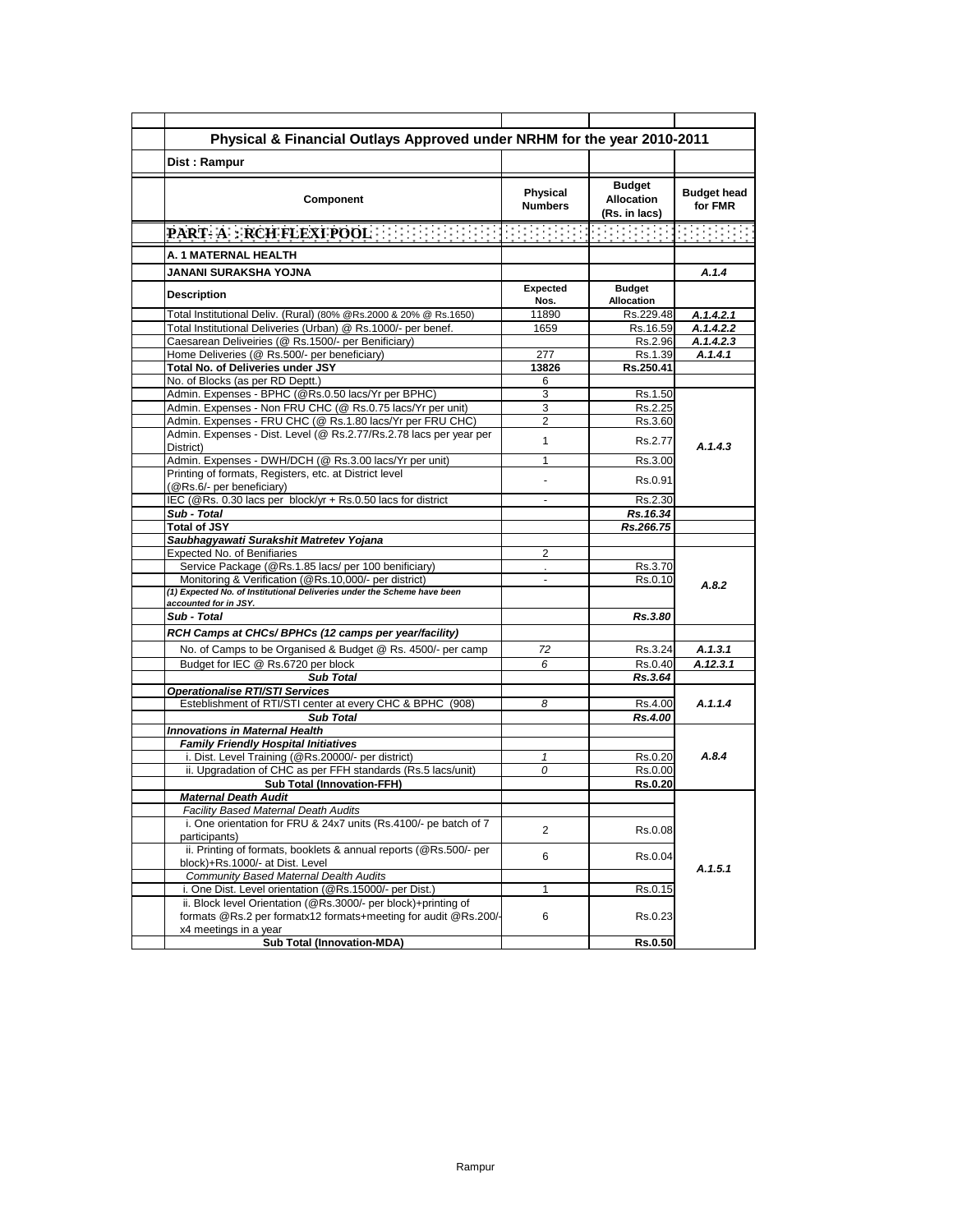# Physical & Financial Outlays Approved under NRHM for the year 2010-2011

**Dist : Rampur**

| Component | Physical Numbers | Budget Allocation (Rs. in lacs) | Budget head for FMR |
|---|---|---|---|
| **PART- A : RCH FLEXI POOL** | | | |
| **A. 1 MATERNAL HEALTH** | | | |
| **JANANI SURAKSHA YOJNA** | | | *A.1.4* |
| **Description** | **Expected Nos.** | **Budget Allocation** | |
| Total Institutional Deliv. (Rural) (80% @Rs.2000 & 20% @ Rs.1650) | 11890 | Rs.229.48 | *A.1.4.2.1* |
| Total Institutional Deliveries (Urban) @ Rs.1000/- per benef. | 1659 | Rs.16.59 | *A.1.4.2.2* |
| Caesarean Deliveiries (@ Rs.1500/- per Benificiary) | | Rs.2.96 | *A.1.4.2.3* |
| Home Deliveries (@ Rs.500/- per beneficiary) | 277 | Rs.1.39 | *A.1.4.1* |
| **Total No. of Deliveries under JSY** | **13826** | **Rs.250.41** | |
| No. of Blocks (as per RD Deptt.) | 6 | | |
| Admin. Expenses - BPHC (@Rs.0.50 lacs/Yr per BPHC) | 3 | Rs.1.50 | *A.1.4.3* |
| Admin. Expenses - Non FRU CHC (@ Rs.0.75 lacs/Yr per unit) | 3 | Rs.2.25 | |
| Admin. Expenses - FRU CHC (@ Rs.1.80 lacs/Yr per FRU CHC) | 2 | Rs.3.60 | |
| Admin. Expenses - Dist. Level (@ Rs.2.77/Rs.2.78 lacs per year per District) | 1 | Rs.2.77 | |
| Admin. Expenses - DWH/DCH (@ Rs.3.00 lacs/Yr per unit) | 1 | Rs.3.00 | |
| Printing of formats, Registers, etc. at District level (@Rs.6/- per beneficiary) | - | Rs.0.91 | |
| IEC (@Rs. 0.30 lacs per block/yr + Rs.0.50 lacs for district | - | Rs.2.30 | |
| ***Sub - Total*** | | ***Rs.16.34*** | |
| **Total of JSY** | | ***Rs.266.75*** | |
| ***Saubhagyawati Surakshit Matretev Yojana*** | | | |
| Expected No. of Benifiaries | 2 | | *A.8.2* |
| Service Package (@Rs.1.85 lacs/ per 100 benificiary) | . | Rs.3.70 | |
| Monitoring & Verification (@Rs.10,000/- per district) | - | Rs.0.10 | |
| ***(1) Expected No. of Institutional Deliveries under the Scheme have been accounted for in JSY.*** | | | |
| ***Sub - Total*** | | ***Rs.3.80*** | |
| ***RCH Camps at CHCs/ BPHCs (12 camps per year/facility)*** | | | |
| No. of Camps to be Organised & Budget @ Rs. 4500/- per camp | *72* | Rs.3.24 | *A.1.3.1* |
| Budget for IEC @ Rs.6720 per block | *6* | Rs.0.40 | *A.12.3.1* |
| ***Sub Total*** | | ***Rs.3.64*** | |
| ***Operationalise RTI/STI Services*** | | | |
| Esteblishment of RTI/STI center at every CHC & BPHC (908) | *8* | Rs.4.00 | *A.1.1.4* |
| ***Sub Total*** | | ***Rs.4.00*** | |
| ***Innovations in Maternal Health*** | | | |
| ***Family Friendly Hospital Initiatives*** | | | *A.8.4* |
| i. Dist. Level Training (@Rs.20000/- per district) | *1* | Rs.0.20 | |
| ii. Upgradation of CHC as per FFH standards (Rs.5 lacs/unit) | *0* | Rs.0.00 | |
| **Sub Total (Innovation-FFH)** | | **Rs.0.20** | |
| ***Maternal Death Audit*** | | | *A.1.5.1* |
| *Facility Based Maternal Death Audits* | | | |
| i. One orientation for FRU & 24x7 units (Rs.4100/- pe batch of 7 participants) | 2 | Rs.0.08 | |
| ii. Printing of formats, booklets & annual reports (@Rs.500/- per block)+Rs.1000/- at Dist. Level | 6 | Rs.0.04 | |
| *Community Based Maternal Dealth Audits* | | | |
| i. One Dist. Level orientation (@Rs.15000/- per Dist.) | 1 | Rs.0.15 | |
| ii. Block level Orientation (@Rs.3000/- per block)+printing of formats @Rs.2 per formatx12 formats+meeting for audit @Rs.200/- x4 meetings in a year | 6 | Rs.0.23 | |
| **Sub Total (Innovation-MDA)** | | **Rs.0.50** | |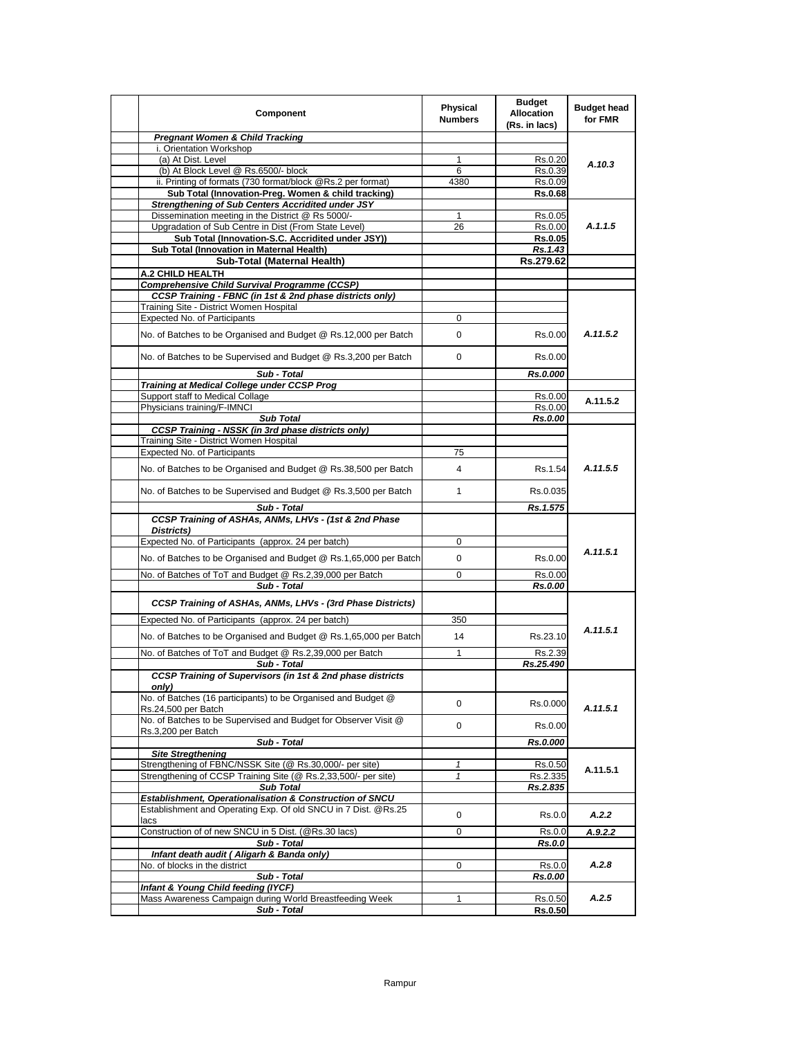| | Component | Physical Numbers | Budget Allocation (Rs. in lacs) | Budget head for FMR |
|---|---|---|---|---|
| | ***Pregnant Women & Child Tracking*** | | | |
| | i. Orientation Workshop | | | A.10.3 |
| | (a) At Dist. Level | 1 | Rs.0.20 | |
| | (b) At Block Level @ Rs.6500/- block | 6 | Rs.0.39 | |
| | ii. Printing of formats (730 format/block @Rs.2 per format) | 4380 | Rs.0.09 | |
| | **Sub Total (Innovation-Preg. Women & child tracking)** | | **Rs.0.68** | |
| | ***Strengthening of Sub Centers Accridited under JSY*** | | | A.1.1.5 |
| | Dissemination meeting in the District @ Rs 5000/- | 1 | Rs.0.05 | |
| | Upgradation of Sub Centre in Dist (From State Level) | 26 | Rs.0.00 | |
| | **Sub Total (Innovation-S.C. Accridited under JSY))** | | **Rs.0.05** | |
| | **Sub Total (Innovation in Maternal Health)** | | ***Rs.1.43*** | |
| | **Sub-Total (Maternal Health)** | | **Rs.279.62** | |
| | **A.2 CHILD HEALTH** | | | |
| | ***Comprehensive Child Survival Programme (CCSP)*** | | | |
| | ***CCSP Training - FBNC (in 1st & 2nd phase districts only)*** | | | A.11.5.2 |
| | Training Site - District Women Hospital | | | |
| | Expected No. of Participants | 0 | | |
| | No. of Batches to be Organised and Budget @ Rs.12,000 per Batch | 0 | Rs.0.00 | |
| | No. of Batches to be Supervised and Budget @ Rs.3,200 per Batch | 0 | Rs.0.00 | |
| | ***Sub - Total*** | | ***Rs.0.000*** | |
| | ***Training at Medical College under CCSP Prog*** | | | |
| | Support staff to Medical Collage | | Rs.0.00 | A.11.5.2 |
| | Physicians training/F-IMNCI | | Rs.0.00 | |
| | ***Sub Total*** | | ***Rs.0.00*** | |
| | ***CCSP Training - NSSK (in 3rd phase districts only)*** | | | A.11.5.5 |
| | Training Site - District Women Hospital | | | |
| | Expected No. of Participants | 75 | | |
| | No. of Batches to be Organised and Budget @ Rs.38,500 per Batch | 4 | Rs.1.54 | |
| | No. of Batches to be Supervised and Budget @ Rs.3,500 per Batch | 1 | Rs.0.035 | |
| | ***Sub - Total*** | | ***Rs.1.575*** | |
| | ***CCSP Training of ASHAs, ANMs, LHVs - (1st & 2nd Phase Districts)*** | | | A.11.5.1 |
| | Expected No. of Participants (approx. 24 per batch) | 0 | | |
| | No. of Batches to be Organised and Budget @ Rs.1,65,000 per Batch | 0 | Rs.0.00 | |
| | No. of Batches of ToT and Budget @ Rs.2,39,000 per Batch | 0 | Rs.0.00 | |
| | ***Sub - Total*** | | ***Rs.0.00*** | |
| | ***CCSP Training of ASHAs, ANMs, LHVs - (3rd Phase Districts)*** | | | A.11.5.1 |
| | Expected No. of Participants (approx. 24 per batch) | 350 | | |
| | No. of Batches to be Organised and Budget @ Rs.1,65,000 per Batch | 14 | Rs.23.10 | |
| | No. of Batches of ToT and Budget @ Rs.2,39,000 per Batch | 1 | Rs.2.39 | |
| | ***Sub - Total*** | | ***Rs.25.490*** | |
| | ***CCSP Training of Supervisors (in 1st & 2nd phase districts only)*** | | | A.11.5.1 |
| | No. of Batches (16 participants) to be Organised and Budget @ Rs.24,500 per Batch | 0 | Rs.0.000 | |
| | No. of Batches to be Supervised and Budget for Observer Visit @ Rs.3,200 per Batch | 0 | Rs.0.00 | |
| | ***Sub - Total*** | | ***Rs.0.000*** | |
| | ***Site Stregthening*** | | | A.11.5.1 |
| | Strengthening of FBNC/NSSK Site (@ Rs.30,000/- per site) | *1* | Rs.0.50 | |
| | Strengthening of CCSP Training Site (@ Rs.2,33,500/- per site) | *1* | Rs.2.335 | |
| | ***Sub Total*** | | ***Rs.2.835*** | |
| | ***Establishment, Operationalisation & Construction of SNCU*** | | | |
| | Establishment and Operating Exp. Of old SNCU in 7 Dist. @Rs.25 lacs | 0 | Rs.0.0 | *A.2.2* |
| | Construction of of new SNCU in 5 Dist. (@Rs.30 lacs) | 0 | Rs.0.0 | *A.9.2.2* |
| | ***Sub - Total*** | | ***Rs.0.0*** | |
| | ***Infant death audit ( Aligarh & Banda only)*** | | | A.2.8 |
| | No. of blocks in the district | 0 | Rs.0.0 | |
| | ***Sub - Total*** | | ***Rs.0.00*** | |
| | ***Infant & Young Child feeding (IYCF)*** | | | A.2.5 |
| | Mass Awareness Campaign during World Breastfeeding Week | 1 | Rs.0.50 | |
| | ***Sub - Total*** | | **Rs.0.50** | |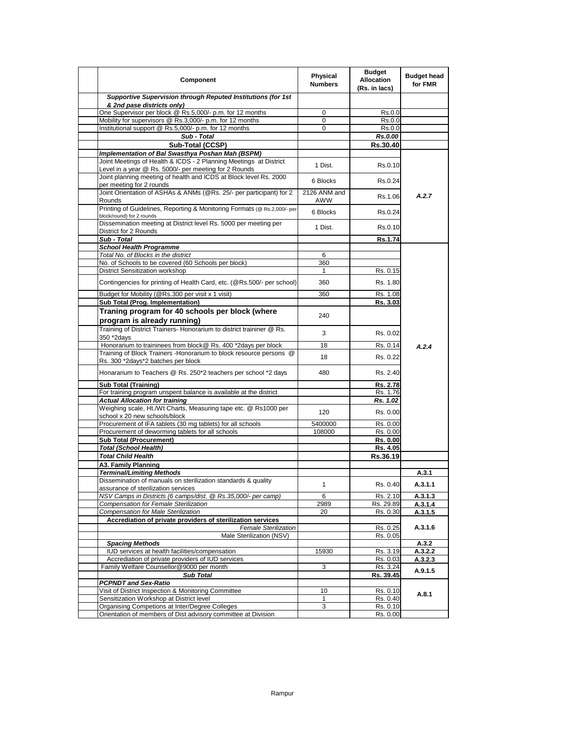| | Component | Physical Numbers | Budget Allocation (Rs. in lacs) | Budget head for FMR |
|---|---|---|---|---|
| | ***Supportive Supervision through Reputed Institutions (for 1st & 2nd pase districts only)*** | | | |
| | One Supervisor per block @ Rs.5,000/- p.m. for 12 months | 0 | Rs.0.0 | |
| | Mobility for supervisors @ Rs.3,000/- p.m. for 12 months | 0 | Rs.0.0 | |
| | Institutional support @ Rs.5,000/- p.m. for 12 months | 0 | Rs.0.0 | |
| | ***Sub - Total*** | | ***Rs.0.00*** | |
| | **Sub-Total (CCSP)** | | **Rs.30.40** | |
| | ***Implementation of Bal Swasthya Poshan Mah (BSPM)*** | | | A.2.7 |
| | Joint Meetings of Health & ICDS - 2 Planning Meetings at District Level in a year @ Rs. 5000/- per meeting for 2 Rounds | 1 Dist. | Rs.0.10 | |
| | Joint planning meeting of health and ICDS at Block level Rs. 2000 per meeting for 2 rounds | 6 Blocks | Rs.0.24 | |
| | Joint Orientation of ASHAs & ANMs (@Rs. 25/- per participant) for 2 Rounds | 2126 ANM and AWW | Rs.1.06 | |
| | Printing of Guidelines, Reporting & Monitoring Formats (@ Rs.2,000/- per block/round) for 2 rounds | 6 Blocks | Rs.0.24 | |
| | Dissemination meeting at District level Rs. 5000 per meeting per District for 2 Rounds | 1 Dist. | Rs.0.10 | |
| | ***Sub - Total*** | | **Rs.1.74** | |
| | ***School Health Programme*** | | | A.2.4 |
| | *Total No. of Blocks in the district* | 6 | | |
| | No. of Schools to be covered (60 Schools per block) | 360 | | |
| | District Sensitization workshop | 1 | Rs. 0.15 | |
| | Contingencies for printing of Health Card, etc. (@Rs.500/- per school) | 360 | Rs. 1.80 | |
| | Budget for Mobility (@Rs.300 per visit x 1 visit) | 360 | Rs. 1.08 | |
| | **Sub Total (Prog. Implementation)** | | **Rs. 3.03** | |
| | **Traning program for 40 schools per block (where program is already running)** | 240 | | |
| | Training of District Trainers- Honorarium to district traininer @ Rs. 350 *2days | 3 | Rs. 0.02 | |
| | Honorarium to traininees from block@ Rs. 400 *2days per block | 18 | Rs. 0.14 | |
| | Training of Block Trainers -Honorarium to block resource persons @ Rs. 300 *2days*2 batches per block | 18 | Rs. 0.22 | |
| | Honorarium to Teachers @ Rs. 250*2 teachers per school *2 days | 480 | Rs. 2.40 | |
| | **Sub Total (Training)** | | **Rs. 2.78** | |
| | For training program unspent balance is available at the district | | Rs. 1.76 | |
| | ***Actual Allocation for training*** | | ***Rs. 1.02*** | |
| | Weighing scale, Ht./Wt Charts, Measuring tape etc. @ Rs1000 per school x 20 new schools/block | 120 | Rs. 0.00 | |
| | Procurement of IFA tablets (30 mg tablets) for all schools | 5400000 | Rs. 0.00 | |
| | Procurement of deworming tablets for all schools | 108000 | Rs. 0.00 | |
| | **Sub Total (Procurement)** | | **Rs. 0.00** | |
| | ***Total (School Health)*** | | **Rs. 4.05** | |
| | ***Total Child Health*** | | **Rs.36.19** | |
| | **A3. Family Planning** | | | |
| | ***Terminal/Limiting Methods*** | | | **A.3.1** |
| | Dissemination of manuals on sterilization standards & quality assurance of sterilization services | 1 | Rs. 0.40 | **A.3.1.1** |
| | *NSV Camps in Districts (6 camps/dist. @ Rs.35,000/- per camp)* | 6 | Rs. 2.10 | **A.3.1.3** |
| | *Compensation for Female Sterilization* | 2989 | Rs. 29.89 | **A.3.1.4** |
| | *Compensation for Male Sterilization* | 20 | Rs. 0.30 | **A.3.1.5** |
| | **Accrediation of private providers of sterilization services** | | | **A.3.1.6** |
| | *Female Sterilization* | | Rs. 0.25 | |
| | Male Sterilization (NSV) | | Rs. 0.05 | |
| | ***Spacing Methods*** | | | **A.3.2** |
| | IUD services at health facilities/compensation | 15930 | Rs. 3.19 | **A.3.2.2** |
| | Accrediation of private providers of IUD services | | Rs. 0.03 | **A.3.2.3** |
| | Family Welfare Counsellor@9000 per month | 3 | Rs. 3.24 | **A.9.1.5** |
| | ***Sub Total*** | | **Rs. 39.45** | |
| | ***PCPNDT and Sex-Ratio*** | | | **A.8.1** |
| | Visit of District Inspection & Monitoring Committee | 10 | Rs. 0.10 | |
| | Sensitization Workshop at District level | 1 | Rs. 0.40 | |
| | Organising Competions at Inter/Degree Colleges | 3 | Rs. 0.10 | |
| | Orientation of members of Dist advisory committee at Division | | Rs. 0.00 | |

Rampur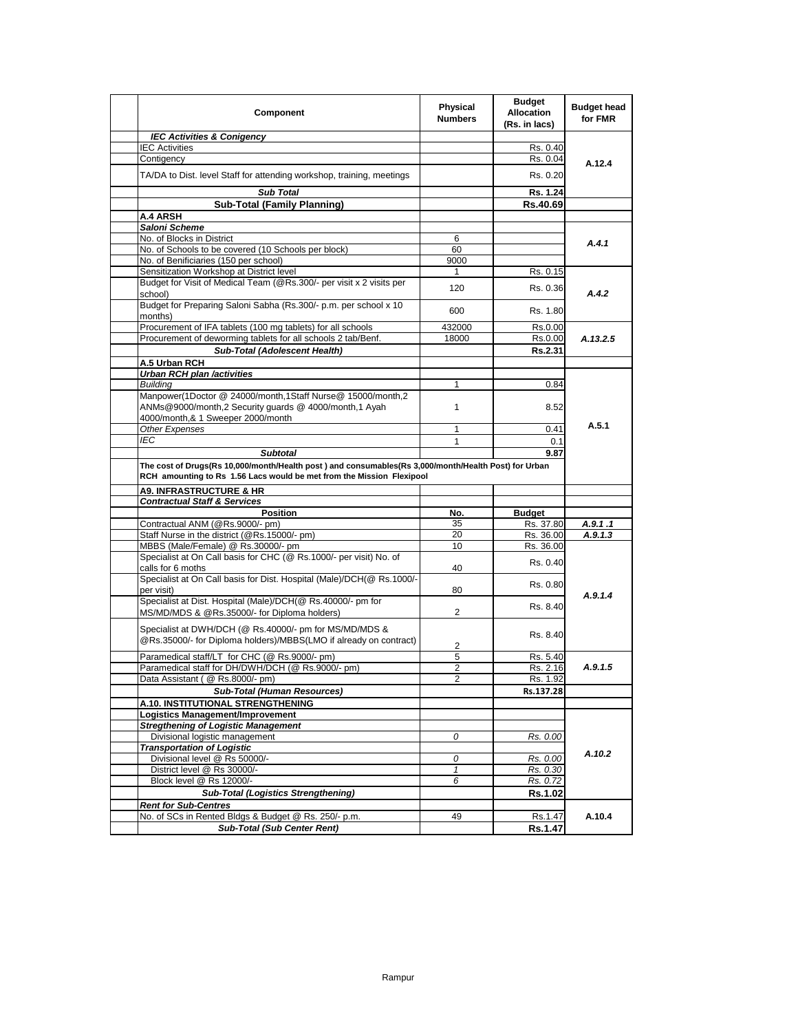| Component | Physical Numbers | Budget Allocation (Rs. in lacs) | Budget head for FMR |
|---|---|---|---|
| ***IEC Activities & Conigency*** | | | |
| IEC Activities | | Rs. 0.40 | A.12.4 |
| Contigency | | Rs. 0.04 | |
| TA/DA to Dist. level Staff for attending workshop, training, meetings | | Rs. 0.20 | |
| ***Sub Total*** | | **Rs. 1.24** | |
| **Sub-Total (Family Planning)** | | **Rs.40.69** | |
| **A.4 ARSH** | | | |
| ***Saloni Scheme*** | | | |
| No. of Blocks in District | 6 | | *A.4.1* |
| No. of Schools to be covered (10 Schools per block) | 60 | | |
| No. of Benificiaries (150 per school) | 9000 | | |
| Sensitization Workshop at District level | 1 | Rs. 0.15 | *A.4.2* |
| Budget for Visit of Medical Team (@Rs.300/- per visit x 2 visits per school) | 120 | Rs. 0.36 | |
| Budget for Preparing Saloni Sabha (Rs.300/- p.m. per school x 10 months) | 600 | Rs. 1.80 | |
| Procurement of IFA tablets (100 mg tablets) for all schools | 432000 | Rs.0.00 | *A.13.2.5* |
| Procurement of deworming tablets for all schools 2 tab/Benf. | 18000 | Rs.0.00 | |
| ***Sub-Total (Adolescent Health)*** | | **Rs.2.31** | |
| **A.5 Urban RCH** | | | |
| ***Urban RCH plan /activities*** | | | A.5.1 |
| *Building* | 1 | 0.84 | |
| Manpower(1Doctor @ 24000/month,1Staff Nurse@ 15000/month,2 ANMs@9000/month,2 Security guards @ 4000/month,1 Ayah 4000/month,& 1 Sweeper 2000/month | 1 | 8.52 | |
| *Other Expenses* | 1 | 0.41 | |
| *IEC* | 1 | 0.1 | |
| ***Subtotal*** | | **9.87** | |
| **The cost of Drugs(Rs 10,000/month/Health post ) and consumables(Rs 3,000/month/Health Post) for Urban RCH amounting to Rs 1.56 Lacs would be met from the Mission Flexipool** | | | |
| **A9. INFRASTRUCTURE & HR** | | | |
| ***Contractual Staff & Services*** | | | |
| **Position** | **No.** | **Budget** | |
| Contractual ANM (@Rs.9000/- pm) | 35 | Rs. 37.80 | ***A.9.1 .1*** |
| Staff Nurse in the district (@Rs.15000/- pm) | 20 | Rs. 36.00 | ***A.9.1.3*** |
| MBBS (Male/Female) @ Rs.30000/- pm | 10 | Rs. 36.00 | *A.9.1.4* |
| Specialist at On Call basis for CHC (@ Rs.1000/- per visit) No. of calls for 6 moths | 40 | Rs. 0.40 | |
| Specialist at On Call basis for Dist. Hospital (Male)/DCH(@ Rs.1000/- per visit) | 80 | Rs. 0.80 | |
| Specialist at Dist. Hospital (Male)/DCH(@ Rs.40000/- pm for MS/MD/MDS & @Rs.35000/- for Diploma holders) | 2 | Rs. 8.40 | |
| Specialist at DWH/DCH (@ Rs.40000/- pm for MS/MD/MDS & @Rs.35000/- for Diploma holders)/MBBS(LMO if already on contract) | 2 | Rs. 8.40 | |
| Paramedical staff/LT for CHC (@ Rs.9000/- pm) | 5 | Rs. 5.40 | *A.9.1.5* |
| Paramedical staff for DH/DWH/DCH (@ Rs.9000/- pm) | 2 | Rs. 2.16 | |
| Data Assistant ( @ Rs.8000/- pm) | 2 | Rs. 1.92 | |
| ***Sub-Total (Human Resources)*** | | **Rs.137.28** | |
| **A.10. INSTITUTIONAL STRENGTHENING** | | | |
| **Logistics Management/Improvement** | | | *A.10.2* |
| ***Stregthening of Logistic Management*** | | | |
| Divisional logistic management | *0* | *Rs. 0.00* | |
| ***Transportation of Logistic*** | | | |
| Divisional level @ Rs 50000/- | *0* | *Rs. 0.00* | |
| District level @ Rs 30000/- | *1* | *Rs. 0.30* | |
| Block level @ Rs 12000/- | *6* | *Rs. 0.72* | |
| ***Sub-Total (Logistics Strengthening)*** | | **Rs.1.02** | |
| ***Rent for Sub-Centres*** | | | A.10.4 |
| No. of SCs in Rented Bldgs & Budget @ Rs. 250/- p.m. | 49 | Rs.1.47 | |
| ***Sub-Total (Sub Center Rent)*** | | **Rs.1.47** | |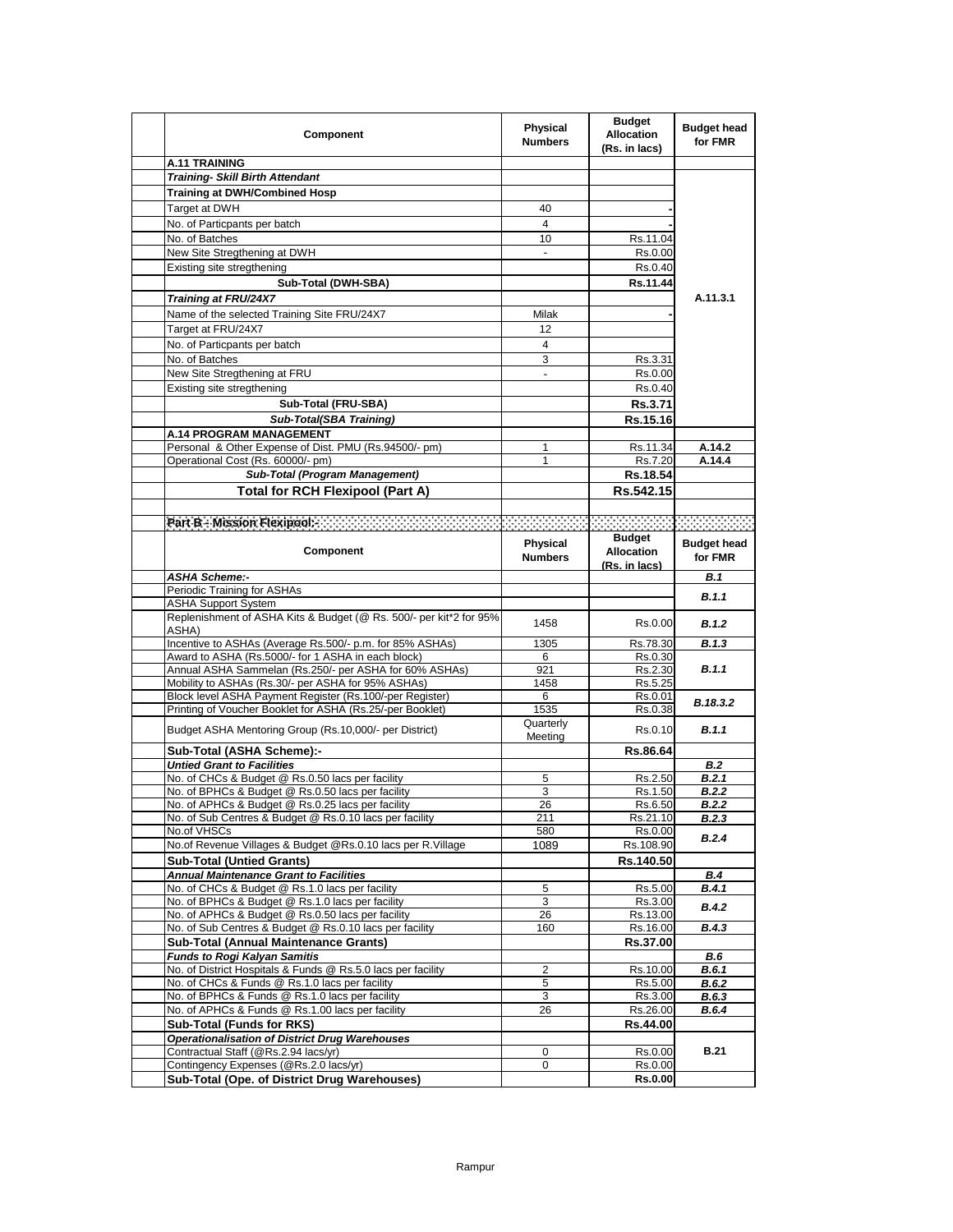| Component | Physical Numbers | Budget Allocation (Rs. in lacs) | Budget head for FMR |
|---|---|---|---|
| **A.11 TRAINING** | | | |
| ***Training- Skill Birth Attendant*** | | | A.11.3.1 |
| **Training at DWH/Combined Hosp** | | | |
| Target at DWH | 40 | - | |
| No. of Particpants per batch | 4 | - | |
| No. of Batches | 10 | Rs.11.04 | |
| New Site Stregthening at DWH | - | Rs.0.00 | |
| Existing site stregthening | | Rs.0.40 | |
| **Sub-Total (DWH-SBA)** | | **Rs.11.44** | |
| ***Training at FRU/24X7*** | | | |
| Name of the selected Training Site FRU/24X7 | Milak | - | |
| Target at FRU/24X7 | 12 | | |
| No. of Particpants per batch | 4 | | |
| No. of Batches | 3 | Rs.3.31 | |
| New Site Stregthening at FRU | - | Rs.0.00 | |
| Existing site stregthening | | Rs.0.40 | |
| **Sub-Total (FRU-SBA)** | | **Rs.3.71** | |
| ***Sub-Total(SBA Training)*** | | **Rs.15.16** | |
| **A.14 PROGRAM MANAGEMENT** | | | |
| Personal & Other Expense of Dist. PMU (Rs.94500/- pm) | 1 | Rs.11.34 | **A.14.2** |
| Operational Cost (Rs. 60000/- pm) | 1 | Rs.7.20 | **A.14.4** |
| ***Sub-Total (Program Management)*** | | **Rs.18.54** | |
| **Total for RCH Flexipool (Part A)** | | **Rs.542.15** | |
| | | | |
| **Part B - Mission Flexipool:-** | | | |
| **Component** | **Physical Numbers** | **Budget Allocation (Rs. in lacs)** | **Budget head for FMR** |
| ***ASHA Scheme:-*** | | | ***B.1*** |
| Periodic Training for ASHAs | | | ***B.1.1*** |
| ASHA Support System | | | |
| Replenishment of ASHA Kits & Budget (@ Rs. 500/- per kit*2 for 95% ASHA) | 1458 | Rs.0.00 | ***B.1.2*** |
| Incentive to ASHAs (Average Rs.500/- p.m. for 85% ASHAs) | 1305 | Rs.78.30 | ***B.1.3*** |
| Award to ASHA (Rs.5000/- for 1 ASHA in each block) | 6 | Rs.0.30 | ***B.1.1*** |
| Annual ASHA Sammelan (Rs.250/- per ASHA for 60% ASHAs) | 921 | Rs.2.30 | |
| Mobility to ASHAs (Rs.30/- per ASHA for 95% ASHAs) | 1458 | Rs.5.25 | |
| Block level ASHA Payment Register (Rs.100/-per Register) | 6 | Rs.0.01 | ***B.18.3.2*** |
| Printing of Voucher Booklet for ASHA (Rs.25/-per Booklet) | 1535 | Rs.0.38 | |
| Budget ASHA Mentoring Group (Rs.10,000/- per District) | Quarterly Meeting | Rs.0.10 | ***B.1.1*** |
| **Sub-Total (ASHA Scheme):-** | | **Rs.86.64** | |
| ***Untied Grant to Facilities*** | | | ***B.2*** |
| No. of CHCs & Budget @ Rs.0.50 lacs per facility | 5 | Rs.2.50 | ***B.2.1*** |
| No. of BPHCs & Budget @ Rs.0.50 lacs per facility | 3 | Rs.1.50 | ***B.2.2*** |
| No. of APHCs & Budget @ Rs.0.25 lacs per facility | 26 | Rs.6.50 | ***B.2.2*** |
| No. of Sub Centres & Budget @ Rs.0.10 lacs per facility | 211 | Rs.21.10 | ***B.2.3*** |
| No.of VHSCs | 580 | Rs.0.00 | ***B.2.4*** |
| No.of Revenue Villages & Budget @Rs.0.10 lacs per R.Village | 1089 | Rs.108.90 | |
| **Sub-Total (Untied Grants)** | | **Rs.140.50** | |
| ***Annual Maintenance Grant to Facilities*** | | | ***B.4*** |
| No. of CHCs & Budget @ Rs.1.0 lacs per facility | 5 | Rs.5.00 | ***B.4.1*** |
| No. of BPHCs & Budget @ Rs.1.0 lacs per facility | 3 | Rs.3.00 | ***B.4.2*** |
| No. of APHCs & Budget @ Rs.0.50 lacs per facility | 26 | Rs.13.00 | |
| No. of Sub Centres & Budget @ Rs.0.10 lacs per facility | 160 | Rs.16.00 | ***B.4.3*** |
| **Sub-Total (Annual Maintenance Grants)** | | **Rs.37.00** | |
| ***Funds to Rogi Kalyan Samitis*** | | | ***B.6*** |
| No. of District Hospitals & Funds @ Rs.5.0 lacs per facility | 2 | Rs.10.00 | ***B.6.1*** |
| No. of CHCs & Funds @ Rs.1.0 lacs per facility | 5 | Rs.5.00 | ***B.6.2*** |
| No. of BPHCs & Funds @ Rs.1.0 lacs per facility | 3 | Rs.3.00 | ***B.6.3*** |
| No. of APHCs & Funds @ Rs.1.00 lacs per facility | 26 | Rs.26.00 | ***B.6.4*** |
| **Sub-Total (Funds for RKS)** | | **Rs.44.00** | |
| ***Operationalisation of District Drug Warehouses*** | | | **B.21** |
| Contractual Staff (@Rs.2.94 lacs/yr) | 0 | Rs.0.00 | |
| Contingency Expenses (@Rs.2.0 lacs/yr) | 0 | Rs.0.00 | |
| **Sub-Total (Ope. of District Drug Warehouses)** | | **Rs.0.00** | |

Rampur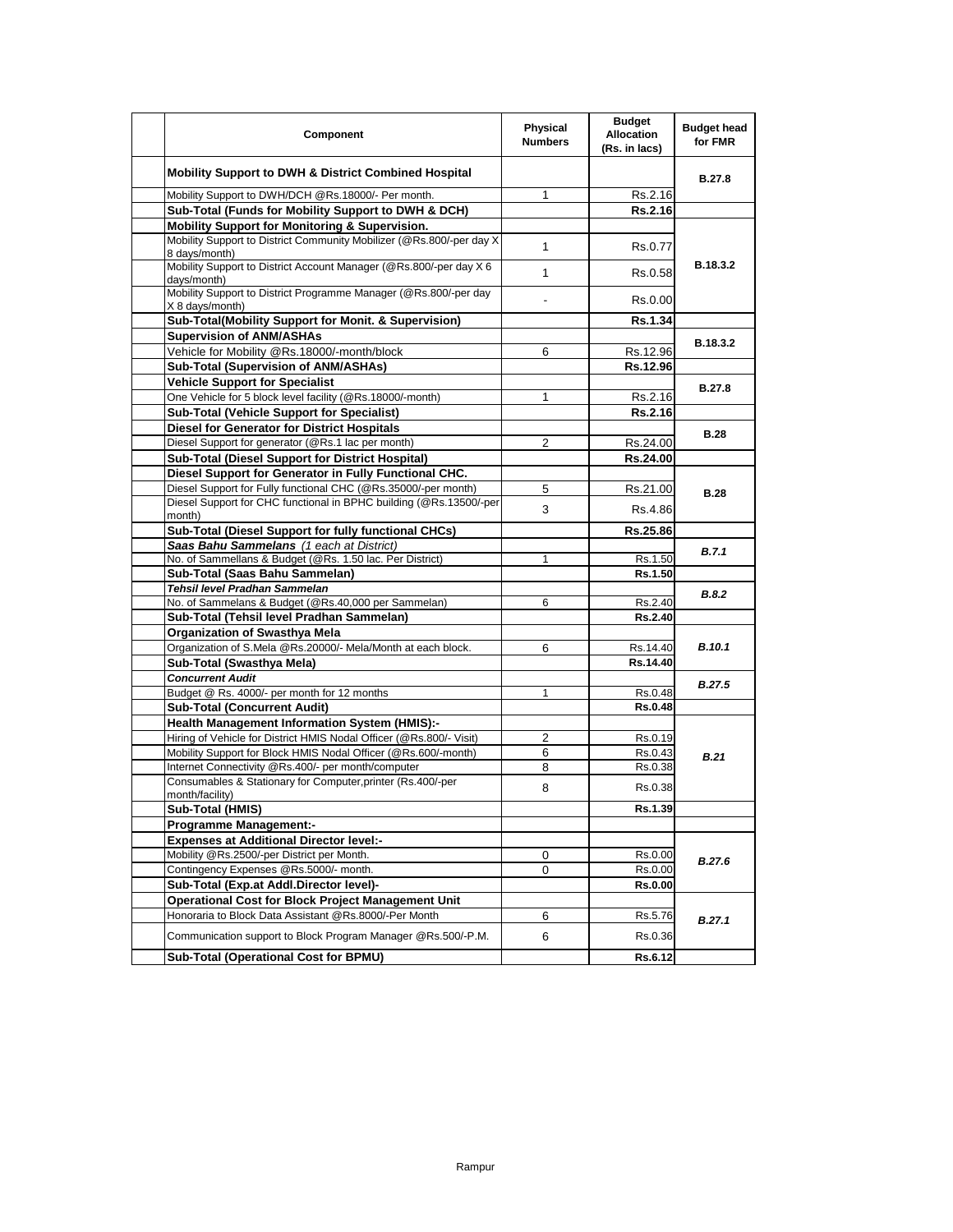| Component | Physical Numbers | Budget Allocation (Rs. in lacs) | Budget head for FMR |
|---|---|---|---|
| **Mobility Support to DWH & District Combined Hospital** | | | **B.27.8** |
| Mobility Support to DWH/DCH @Rs.18000/- Per month. | 1 | Rs.2.16 | |
| **Sub-Total (Funds for Mobility Support to DWH & DCH)** | | **Rs.2.16** | |
| **Mobility Support for Monitoring & Supervision.** | | | **B.18.3.2** |
| Mobility Support to District Community Mobilizer (@Rs.800/-per day X 8 days/month) | 1 | Rs.0.77 | |
| Mobility Support to District Account Manager (@Rs.800/-per day X 6 days/month) | 1 | Rs.0.58 | |
| Mobility Support to District Programme Manager (@Rs.800/-per day X 8 days/month) | - | Rs.0.00 | |
| **Sub-Total(Mobility Support for Monit. & Supervision)** | | **Rs.1.34** | |
| **Supervision of ANM/ASHAs** | | | **B.18.3.2** |
| Vehicle for Mobility @Rs.18000/-month/block | 6 | Rs.12.96 | |
| **Sub-Total (Supervision of ANM/ASHAs)** | | **Rs.12.96** | |
| **Vehicle Support for Specialist** | | | **B.27.8** |
| One Vehicle for 5 block level facility (@Rs.18000/-month) | 1 | Rs.2.16 | |
| **Sub-Total (Vehicle Support for Specialist)** | | **Rs.2.16** | |
| **Diesel for Generator for District Hospitals** | | | **B.28** |
| Diesel Support for generator (@Rs.1 lac per month) | 2 | Rs.24.00 | |
| **Sub-Total (Diesel Support for District Hospital)** | | **Rs.24.00** | |
| **Diesel Support for Generator in Fully Functional CHC.** | | | **B.28** |
| Diesel Support for Fully functional CHC (@Rs.35000/-per month) | 5 | Rs.21.00 | |
| Diesel Support for CHC functional in BPHC building (@Rs.13500/-per month) | 3 | Rs.4.86 | |
| **Sub-Total (Diesel Support for fully functional CHCs)** | | **Rs.25.86** | |
| ***Saas Bahu Sammelans*** *(1 each at District)* | | | ***B.7.1*** |
| No. of Sammellans & Budget (@Rs. 1.50 lac. Per District) | 1 | Rs.1.50 | |
| **Sub-Total (Saas Bahu Sammelan)** | | **Rs.1.50** | |
| ***Tehsil level Pradhan Sammelan*** | | | ***B.8.2*** |
| No. of Sammelans & Budget (@Rs.40,000 per Sammelan) | 6 | Rs.2.40 | |
| **Sub-Total (Tehsil level Pradhan Sammelan)** | | **Rs.2.40** | |
| **Organization of Swasthya Mela** | | | ***B.10.1*** |
| Organization of S.Mela @Rs.20000/- Mela/Month at each block. | 6 | Rs.14.40 | |
| **Sub-Total (Swasthya Mela)** | | **Rs.14.40** | |
| ***Concurrent Audit*** | | | ***B.27.5*** |
| Budget @ Rs. 4000/- per month for 12 months | 1 | Rs.0.48 | |
| **Sub-Total (Concurrent Audit)** | | **Rs.0.48** | |
| **Health Management Information System (HMIS):-** | | | ***B.21*** |
| Hiring of Vehicle for District HMIS Nodal Officer (@Rs.800/- Visit) | 2 | Rs.0.19 | |
| Mobility Support for Block HMIS Nodal Officer (@Rs.600/-month) | 6 | Rs.0.43 | |
| Internet Connectivity @Rs.400/- per month/computer | 8 | Rs.0.38 | |
| Consumables & Stationary for Computer,printer (Rs.400/-per month/facility) | 8 | Rs.0.38 | |
| **Sub-Total (HMIS)** | | **Rs.1.39** | |
| **Programme Management:-** | | | |
| **Expenses at Additional Director level:-** | | | ***B.27.6*** |
| Mobility @Rs.2500/-per District per Month. | 0 | Rs.0.00 | |
| Contingency Expenses @Rs.5000/- month. | 0 | Rs.0.00 | |
| **Sub-Total (Exp.at Addl.Director level)-** | | **Rs.0.00** | |
| **Operational Cost for Block Project Management Unit** | | | ***B.27.1*** |
| Honoraria to Block Data Assistant @Rs.8000/-Per Month | 6 | Rs.5.76 | |
| Communication support to Block Program Manager @Rs.500/-P.M. | 6 | Rs.0.36 | |
| **Sub-Total (Operational Cost for BPMU)** | | **Rs.6.12** | |

Rampur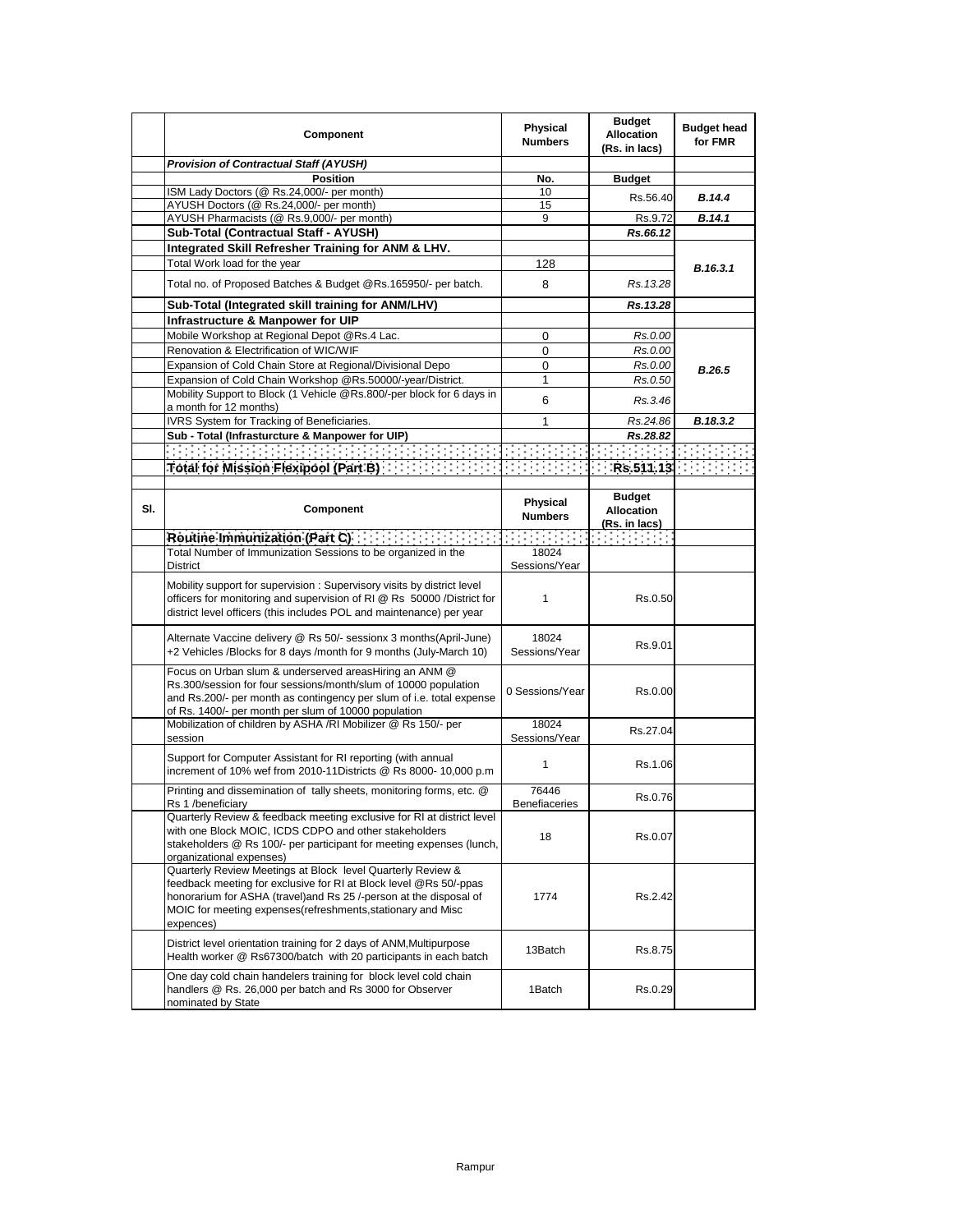| | Component | Physical Numbers | Budget Allocation (Rs. in lacs) | Budget head for FMR |
|---|---|---|---|---|
| | ***Provision of Contractual Staff (AYUSH)*** | | | |
| | **Position** | **No.** | **Budget** | |
| | ISM Lady Doctors (@ Rs.24,000/- per month) | 10 | Rs.56.40 | ***B.14.4*** |
| | AYUSH Doctors (@ Rs.24,000/- per month) | 15 | | |
| | AYUSH Pharmacists (@ Rs.9,000/- per month) | 9 | Rs.9.72 | ***B.14.1*** |
| | **Sub-Total (Contractual Staff - AYUSH)** | | ***Rs.66.12*** | |
| | **Integrated Skill Refresher Training for ANM & LHV.** | | | ***B.16.3.1*** |
| | Total Work load for the year | 128 | | |
| | Total no. of Proposed Batches & Budget @Rs.165950/- per batch. | 8 | *Rs.13.28* | |
| | **Sub-Total (Integrated skill training for ANM/LHV)** | | ***Rs.13.28*** | |
| | **Infrastructure & Manpower for UIP** | | | |
| | Mobile Workshop at Regional Depot @Rs.4 Lac. | 0 | *Rs.0.00* | ***B.26.5*** |
| | Renovation & Electrification of WIC/WIF | 0 | *Rs.0.00* | |
| | Expansion of Cold Chain Store at Regional/Divisional Depo | 0 | *Rs.0.00* | |
| | Expansion of Cold Chain Workshop @Rs.50000/-year/District. | 1 | *Rs.0.50* | |
| | Mobility Support to Block (1 Vehicle @Rs.800/-per block for 6 days in a month for 12 months) | 6 | *Rs.3.46* | |
| | IVRS System for Tracking of Beneficiaries. | 1 | *Rs.24.86* | ***B.18.3.2*** |
| | **Sub - Total (Infrasturcture & Manpower for UIP)** | | ***Rs.28.82*** | |
| | | | | |
| | **Total for Mission Flexipool (Part B)** | | **Rs.511.13** | |

| Sl. | Component | Physical Numbers | Budget Allocation (Rs. in lacs) | |
|---|---|---|---|---|
| | **Routine Immunization (Part C)** | | | |
| | Total Number of Immunization Sessions to be organized in the District | 18024 Sessions/Year | | |
| | Mobility support for supervision : Supervisory visits by district level officers for monitoring and supervision of RI @ Rs 50000 /District for district level officers (this includes POL and maintenance) per year | 1 | Rs.0.50 | |
| | Alternate Vaccine delivery @ Rs 50/- sessionx 3 months(April-June) +2 Vehicles /Blocks for 8 days /month for 9 months (July-March 10) | 18024 Sessions/Year | Rs.9.01 | |
| | Focus on Urban slum & underserved areasHiring an ANM @ Rs.300/session for four sessions/month/slum of 10000 population and Rs.200/- per month as contingency per slum of i.e. total expense of Rs. 1400/- per month per slum of 10000 population | 0 Sessions/Year | Rs.0.00 | |
| | Mobilization of children by ASHA /RI Mobilizer @ Rs 150/- per session | 18024 Sessions/Year | Rs.27.04 | |
| | Support for Computer Assistant for RI reporting (with annual increment of 10% wef from 2010-11Districts @ Rs 8000- 10,000 p.m | 1 | Rs.1.06 | |
| | Printing and dissemination of tally sheets, monitoring forms, etc. @ Rs 1 /beneficiary | 76446 Benefiaceries | Rs.0.76 | |
| | Quarterly Review & feedback meeting exclusive for RI at district level with one Block MOIC, ICDS CDPO and other stakeholders stakeholders @ Rs 100/- per participant for meeting expenses (lunch, organizational expenses) | 18 | Rs.0.07 | |
| | Quarterly Review Meetings at Block level Quarterly Review & feedback meeting for exclusive for RI at Block level @Rs 50/-ppas honorarium for ASHA (travel)and Rs 25 /-person at the disposal of MOIC for meeting expenses(refreshments,stationary and Misc expences) | 1774 | Rs.2.42 | |
| | District level orientation training for 2 days of ANM,Multipurpose Health worker @ Rs67300/batch with 20 participants in each batch | 13Batch | Rs.8.75 | |
| | One day cold chain handelers training for block level cold chain handlers @ Rs. 26,000 per batch and Rs 3000 for Observer nominated by State | 1Batch | Rs.0.29 | |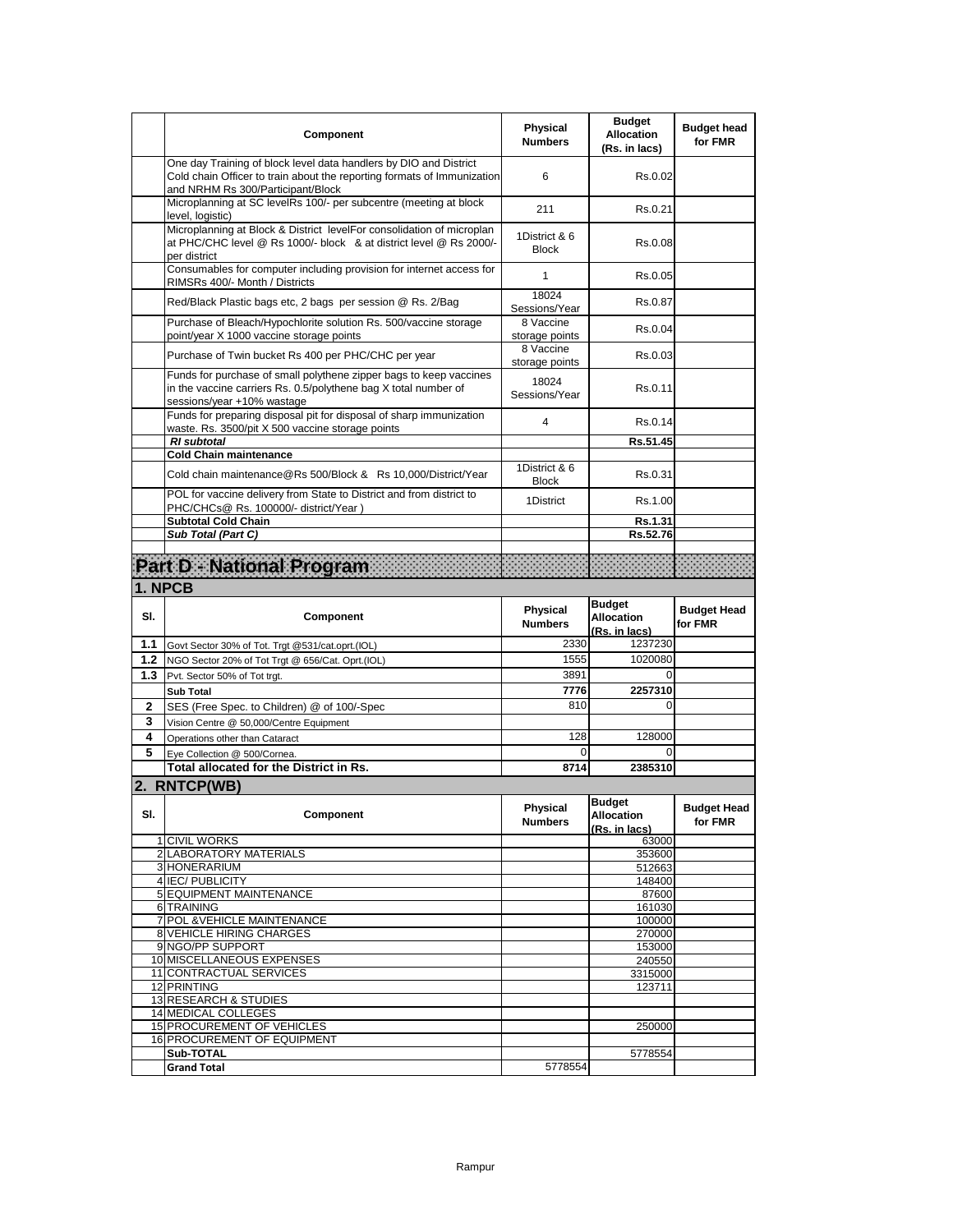| | Component | Physical Numbers | Budget Allocation (Rs. in lacs) | Budget head for FMR |
|---|---|---|---|---|
| | One day Training of block level data handlers by DIO and District Cold chain Officer to train about the reporting formats of Immunization and NRHM Rs 300/Participant/Block | 6 | Rs.0.02 | |
| | Microplanning at SC levelRs 100/- per subcentre (meeting at block level, logistic) | 211 | Rs.0.21 | |
| | Microplanning at Block & District levelFor consolidation of microplan at PHC/CHC level @ Rs 1000/- block & at district level @ Rs 2000/- per district | 1District & 6 Block | Rs.0.08 | |
| | Consumables for computer including provision for internet access for RIMSRs 400/- Month / Districts | 1 | Rs.0.05 | |
| | Red/Black Plastic bags etc, 2 bags per session @ Rs. 2/Bag | 18024 Sessions/Year | Rs.0.87 | |
| | Purchase of Bleach/Hypochlorite solution Rs. 500/vaccine storage point/year X 1000 vaccine storage points | 8 Vaccine storage points | Rs.0.04 | |
| | Purchase of Twin bucket Rs 400 per PHC/CHC per year | 8 Vaccine storage points | Rs.0.03 | |
| | Funds for purchase of small polythene zipper bags to keep vaccines in the vaccine carriers Rs. 0.5/polythene bag X total number of sessions/year +10% wastage | 18024 Sessions/Year | Rs.0.11 | |
| | Funds for preparing disposal pit for disposal of sharp immunization waste. Rs. 3500/pit X 500 vaccine storage points | 4 | Rs.0.14 | |
| | ***RI subtotal*** | | **Rs.51.45** | |
| | **Cold Chain maintenance** | | | |
| | Cold chain maintenance@Rs 500/Block & Rs 10,000/District/Year | 1District & 6 Block | Rs.0.31 | |
| | POL for vaccine delivery from State to District and from district to PHC/CHCs@ Rs. 100000/- district/Year ) | 1District | Rs.1.00 | |
| | **Subtotal Cold Chain** | | **Rs.1.31** | |
| | ***Sub Total (Part C)*** | | **Rs.52.76** | |

# Part D - National Program

## 1. NPCB

| Sl. | Component | Physical Numbers | Budget Allocation (Rs. in lacs) | Budget Head for FMR |
|---|---|---|---|---|
| **1.1** | Govt Sector 30% of Tot. Trgt @531/cat.oprt.(IOL) | 2330 | 1237230 | |
| **1.2** | NGO Sector 20% of Tot Trgt @ 656/Cat. Oprt.(IOL) | 1555 | 1020080 | |
| **1.3** | Pvt. Sector 50% of Tot trgt. | 3891 | 0 | |
| | **Sub Total** | **7776** | **2257310** | |
| **2** | SES (Free Spec. to Children) @ of 100/-Spec | 810 | 0 | |
| **3** | Vision Centre @ 50,000/Centre Equipment | | | |
| **4** | Operations other than Cataract | 128 | 128000 | |
| **5** | Eye Collection @ 500/Cornea. | 0 | 0 | |
| | **Total allocated for the District in Rs.** | **8714** | **2385310** | |

## 2. RNTCP(WB)

| Sl. | Component | Physical Numbers | Budget Allocation (Rs. in lacs) | Budget Head for FMR |
|---|---|---|---|---|
| 1 | CIVIL WORKS | | 63000 | |
| 2 | LABORATORY MATERIALS | | 353600 | |
| 3 | HONERARIUM | | 512663 | |
| 4 | IEC/ PUBLICITY | | 148400 | |
| 5 | EQUIPMENT MAINTENANCE | | 87600 | |
| 6 | TRAINING | | 161030 | |
| 7 | POL &VEHICLE MAINTENANCE | | 100000 | |
| 8 | VEHICLE HIRING CHARGES | | 270000 | |
| 9 | NGO/PP SUPPORT | | 153000 | |
| 10 | MISCELLANEOUS EXPENSES | | 240550 | |
| 11 | CONTRACTUAL SERVICES | | 3315000 | |
| 12 | PRINTING | | 123711 | |
| 13 | RESEARCH & STUDIES | | | |
| 14 | MEDICAL COLLEGES | | | |
| 15 | PROCUREMENT OF VEHICLES | | 250000 | |
| 16 | PROCUREMENT OF EQUIPMENT | | | |
| | **Sub-TOTAL** | | 5778554 | |
| | **Grand Total** | 5778554 | | |

Rampur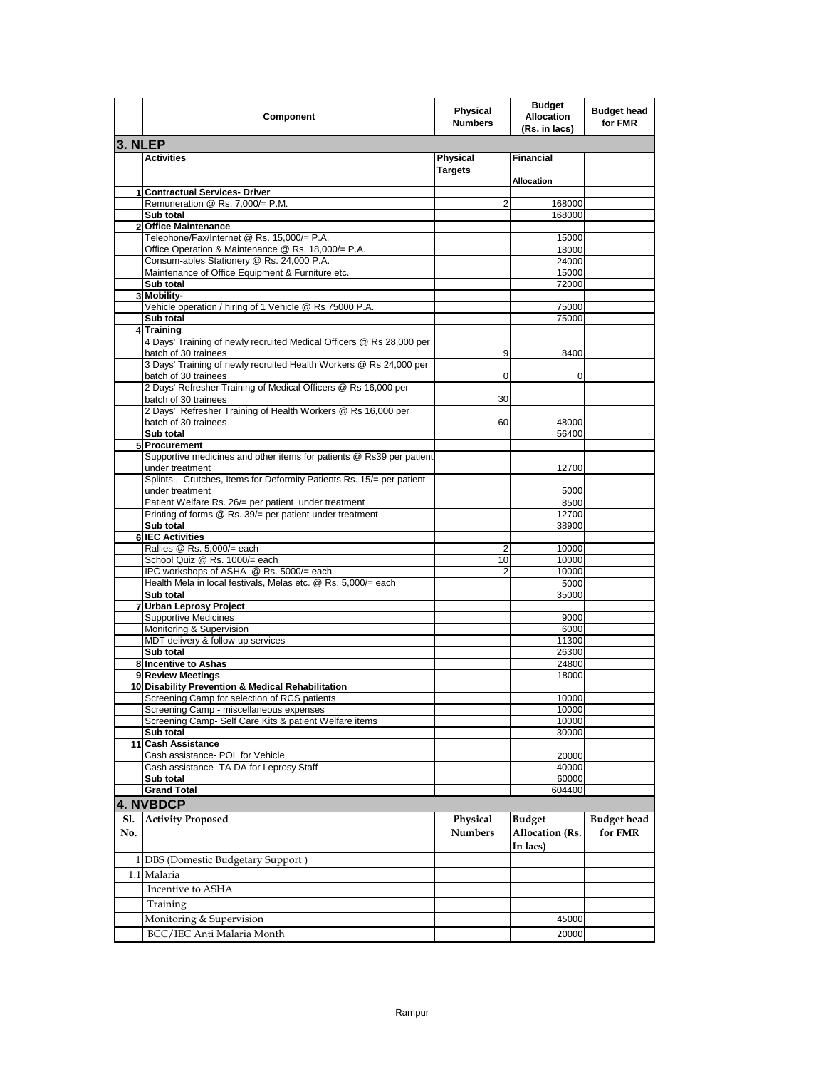| | Component | Physical Numbers | Budget Allocation (Rs. in lacs) | Budget head for FMR |
|---|---|---|---|---|
| **3. NLEP** | | | | |
| | **Activities** | **Physical Targets** | **Financial** | |
| | | | **Allocation** | |
| 1 | **Contractual Services- Driver** | | | |
| | Remuneration @ Rs. 7,000/= P.M. | 2 | 168000 | |
| | **Sub total** | | 168000 | |
| 2 | **Office Maintenance** | | | |
| | Telephone/Fax/Internet @ Rs. 15,000/= P.A. | | 15000 | |
| | Office Operation & Maintenance @ Rs. 18,000/= P.A. | | 18000 | |
| | Consum-ables Stationery @ Rs. 24,000 P.A. | | 24000 | |
| | Maintenance of Office Equipment & Furniture etc. | | 15000 | |
| | **Sub total** | | 72000 | |
| 3 | **Mobility-** | | | |
| | Vehicle operation / hiring of 1 Vehicle @ Rs 75000 P.A. | | 75000 | |
| | **Sub total** | | 75000 | |
| 4 | **Training** | | | |
| | 4 Days' Training of newly recruited Medical Officers @ Rs 28,000 per batch of 30 trainees | 9 | 8400 | |
| | 3 Days' Training of newly recruited Health Workers @ Rs 24,000 per batch of 30 trainees | 0 | 0 | |
| | 2 Days' Refresher Training of Medical Officers @ Rs 16,000 per batch of 30 trainees | 30 | | |
| | 2 Days' Refresher Training of Health Workers @ Rs 16,000 per batch of 30 trainees | 60 | 48000 | |
| | **Sub total** | | 56400 | |
| 5 | **Procurement** | | | |
| | Supportive medicines and other items for patients @ Rs39 per patient under treatment | | 12700 | |
| | Splints , Crutches, Items for Deformity Patients Rs. 15/= per patient under treatment | | 5000 | |
| | Patient Welfare Rs. 26/= per patient under treatment | | 8500 | |
| | Printing of forms @ Rs. 39/= per patient under treatment | | 12700 | |
| | **Sub total** | | 38900 | |
| 6 | **IEC Activities** | | | |
| | Rallies @ Rs. 5,000/= each | 2 | 10000 | |
| | School Quiz @ Rs. 1000/= each | 10 | 10000 | |
| | IPC workshops of ASHA @ Rs. 5000/= each | 2 | 10000 | |
| | Health Mela in local festivals, Melas etc. @ Rs. 5,000/= each | | 5000 | |
| | **Sub total** | | 35000 | |
| 7 | **Urban Leprosy Project** | | | |
| | Supportive Medicines | | 9000 | |
| | Monitoring & Supervision | | 6000 | |
| | MDT delivery & follow-up services | | 11300 | |
| | **Sub total** | | 26300 | |
| 8 | **Incentive to Ashas** | | 24800 | |
| 9 | **Review Meetings** | | 18000 | |
| 10 | **Disability Prevention & Medical Rehabilitation** | | | |
| | Screening Camp for selection of RCS patients | | 10000 | |
| | Screening Camp - miscellaneous expenses | | 10000 | |
| | Screening Camp- Self Care Kits & patient Welfare items | | 10000 | |
| | **Sub total** | | 30000 | |
| 11 | **Cash Assistance** | | | |
| | Cash assistance- POL for Vehicle | | 20000 | |
| | Cash assistance- TA DA for Leprosy Staff | | 40000 | |
| | **Sub total** | | 60000 | |
| | **Grand Total** | | 604400 | |

## 4. NVBDCP

| Sl. No. | Activity Proposed | Physical Numbers | Budget Allocation (Rs. In lacs) | Budget head for FMR |
|---|---|---|---|---|
| 1 | DBS (Domestic Budgetary Support ) | | | |
| 1.1 | Malaria | | | |
| | Incentive to ASHA | | | |
| | Training | | | |
| | Monitoring & Supervision | | 45000 | |
| | BCC/IEC Anti Malaria Month | | 20000 | |

Rampur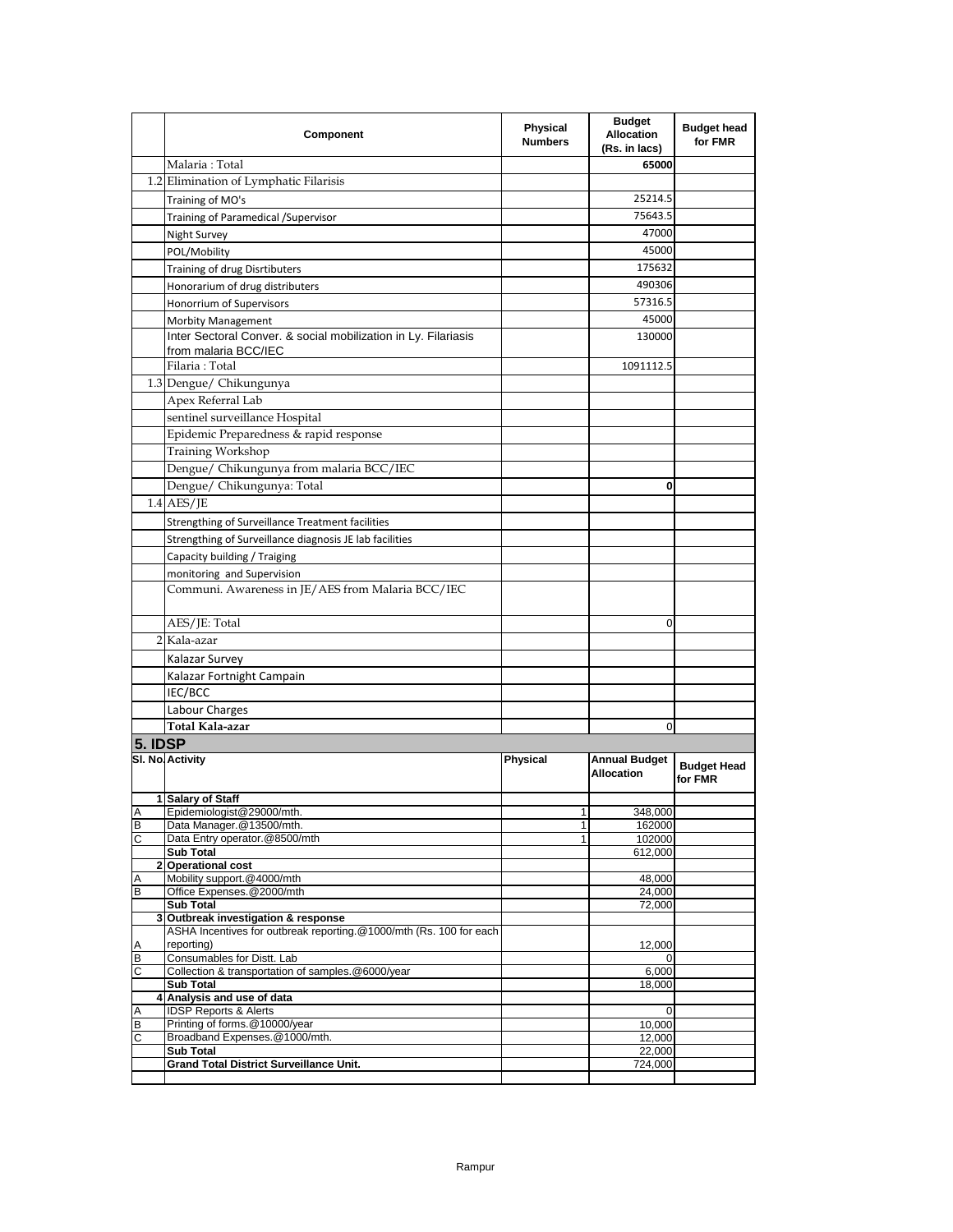| | Component | Physical Numbers | Budget Allocation (Rs. in lacs) | Budget head for FMR |
|---|---|---|---|---|
| | Malaria : Total | | **65000** | |
| 1.2 | Elimination of Lymphatic Filarisis | | | |
| | Training of MO's | | 25214.5 | |
| | Training of Paramedical /Supervisor | | 75643.5 | |
| | Night Survey | | 47000 | |
| | POL/Mobility | | 45000 | |
| | Training of drug Disrtibuters | | 175632 | |
| | Honorarium of drug distributers | | 490306 | |
| | Honorrium of Supervisors | | 57316.5 | |
| | Morbity Management | | 45000 | |
| | Inter Sectoral Conver. & social mobilization in Ly. Filariasis from malaria BCC/IEC | | 130000 | |
| | Filaria : Total | | 1091112.5 | |
| 1.3 | Dengue/ Chikungunya | | | |
| | Apex Referral Lab | | | |
| | sentinel surveillance Hospital | | | |
| | Epidemic Preparedness & rapid response | | | |
| | Training Workshop | | | |
| | Dengue/ Chikungunya from malaria BCC/IEC | | | |
| | Dengue/ Chikungunya: Total | | **0** | |
| 1.4 | AES/JE | | | |
| | Strengthing of Surveillance Treatment facilities | | | |
| | Strengthing of Surveillance diagnosis JE lab facilities | | | |
| | Capacity building / Traiging | | | |
| | monitoring and Supervision | | | |
| | Communi. Awareness in JE/AES from Malaria BCC/IEC | | | |
| | AES/JE: Total | | 0 | |
| 2 | Kala-azar | | | |
| | Kalazar Survey | | | |
| | Kalazar Fortnight Campain | | | |
| | IEC/BCC | | | |
| | Labour Charges | | | |
| | **Total Kala-azar** | | 0 | |

## 5. IDSP

| Sl. No. | Activity | Physical | Annual Budget Allocation | Budget Head for FMR |
|---|---|---|---|---|
| 1 | **Salary of Staff** | | | |
| A | Epidemiologist@29000/mth. | 1 | 348,000 | |
| B | Data Manager.@13500/mth. | 1 | 162000 | |
| C | Data Entry operator.@8500/mth | 1 | 102000 | |
| | **Sub Total** | | 612,000 | |
| 2 | **Operational cost** | | | |
| A | Mobility support.@4000/mth | | 48,000 | |
| B | Office Expenses.@2000/mth | | 24,000 | |
| | **Sub Total** | | 72,000 | |
| 3 | **Outbreak investigation & response** | | | |
| A | ASHA Incentives for outbreak reporting.@1000/mth (Rs. 100 for each reporting) | | 12,000 | |
| B | Consumables for Distt. Lab | | 0 | |
| C | Collection & transportation of samples.@6000/year | | 6,000 | |
| | **Sub Total** | | 18,000 | |
| 4 | **Analysis and use of data** | | | |
| A | IDSP Reports & Alerts | | 0 | |
| B | Printing of forms.@10000/year | | 10,000 | |
| C | Broadband Expenses.@1000/mth. | | 12,000 | |
| | **Sub Total** | | 22,000 | |
| | **Grand Total District Surveillance Unit.** | | 724,000 | |
| | | | | |